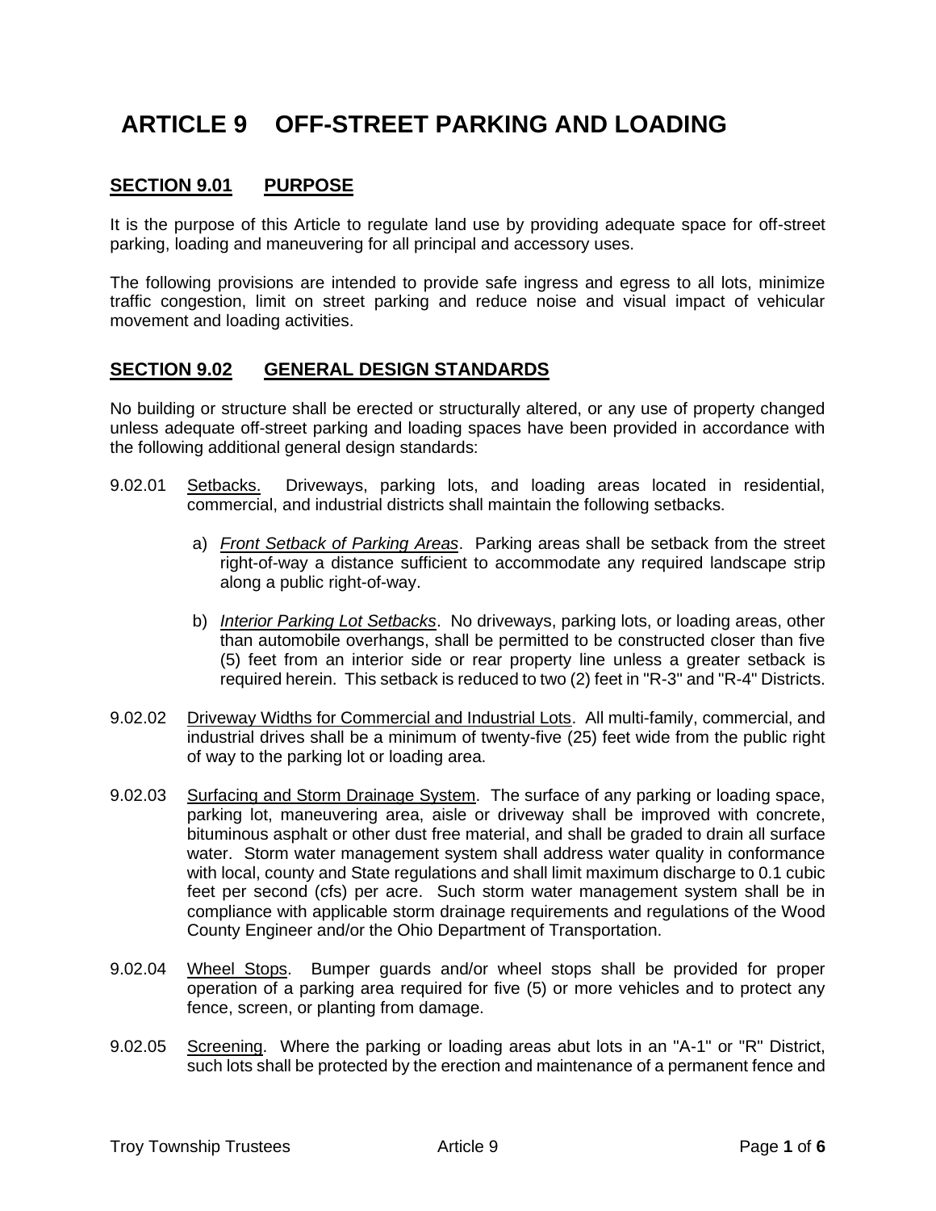# ARTICLE 9 OFF-STREET PARKING AND LOADING

## SECTION 9.01 PURPOSE

It is the purpose of this Article to regulate land use by providing adequate space for off-street parking, loading and maneuvering for all principal and accessory uses.

The following provisions are intended to provide safe ingress and egress to all lots, minimize traffic congestion, limit on street parking and reduce noise and visual impact of vehicular movement and loading activities.

## SECTION 9.02 GENERAL DESIGN STANDARDS

No building or structure shall be erected or structurally altered, or any use of property changed unless adequate off-street parking and loading spaces have been provided in accordance with the following additional general design standards:

9.02.01 Setbacks. Driveways, parking lots, and loading areas located in residential, commercial, and industrial districts shall maintain the following setbacks.

a) *Front Setback of Parking Areas*. Parking areas shall be setback from the street right-of-way a distance sufficient to accommodate any required landscape strip along a public right-of-way.

b) *Interior Parking Lot Setbacks*. No driveways, parking lots, or loading areas, other than automobile overhangs, shall be permitted to be constructed closer than five (5) feet from an interior side or rear property line unless a greater setback is required herein. This setback is reduced to two (2) feet in "R-3" and "R-4" Districts.

9.02.02 Driveway Widths for Commercial and Industrial Lots. All multi-family, commercial, and industrial drives shall be a minimum of twenty-five (25) feet wide from the public right of way to the parking lot or loading area.

9.02.03 Surfacing and Storm Drainage System. The surface of any parking or loading space, parking lot, maneuvering area, aisle or driveway shall be improved with concrete, bituminous asphalt or other dust free material, and shall be graded to drain all surface water. Storm water management system shall address water quality in conformance with local, county and State regulations and shall limit maximum discharge to 0.1 cubic feet per second (cfs) per acre. Such storm water management system shall be in compliance with applicable storm drainage requirements and regulations of the Wood County Engineer and/or the Ohio Department of Transportation.

9.02.04 Wheel Stops. Bumper guards and/or wheel stops shall be provided for proper operation of a parking area required for five (5) or more vehicles and to protect any fence, screen, or planting from damage.

9.02.05 Screening. Where the parking or loading areas abut lots in an "A-1" or "R" District, such lots shall be protected by the erection and maintenance of a permanent fence and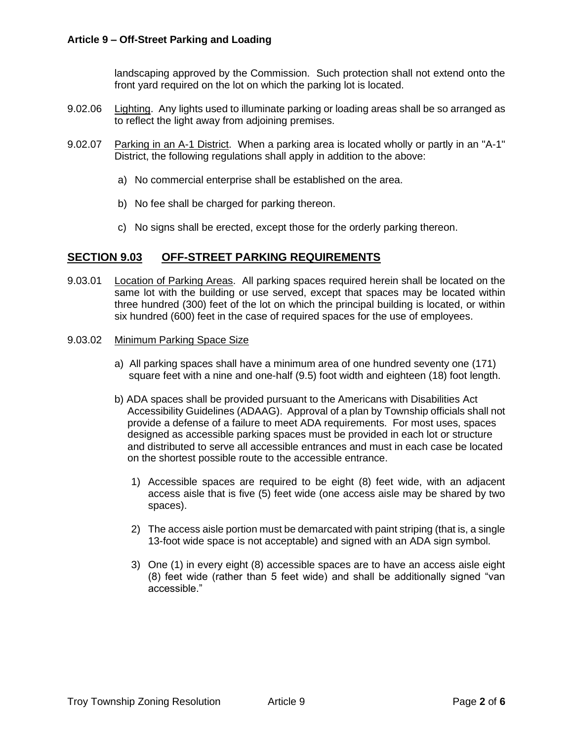landscaping approved by the Commission. Such protection shall not extend onto the front yard required on the lot on which the parking lot is located.

9.02.06 Lighting. Any lights used to illuminate parking or loading areas shall be so arranged as to reflect the light away from adjoining premises.

9.02.07 Parking in an A-1 District. When a parking area is located wholly or partly in an "A-1" District, the following regulations shall apply in addition to the above:

a) No commercial enterprise shall be established on the area.

b) No fee shall be charged for parking thereon.

c) No signs shall be erected, except those for the orderly parking thereon.

## SECTION 9.03 OFF-STREET PARKING REQUIREMENTS

9.03.01 Location of Parking Areas. All parking spaces required herein shall be located on the same lot with the building or use served, except that spaces may be located within three hundred (300) feet of the lot on which the principal building is located, or within six hundred (600) feet in the case of required spaces for the use of employees.

9.03.02 Minimum Parking Space Size

a) All parking spaces shall have a minimum area of one hundred seventy one (171) square feet with a nine and one-half (9.5) foot width and eighteen (18) foot length.

b) ADA spaces shall be provided pursuant to the Americans with Disabilities Act Accessibility Guidelines (ADAAG). Approval of a plan by Township officials shall not provide a defense of a failure to meet ADA requirements. For most uses, spaces designed as accessible parking spaces must be provided in each lot or structure and distributed to serve all accessible entrances and must in each case be located on the shortest possible route to the accessible entrance.

1) Accessible spaces are required to be eight (8) feet wide, with an adjacent access aisle that is five (5) feet wide (one access aisle may be shared by two spaces).

2) The access aisle portion must be demarcated with paint striping (that is, a single 13-foot wide space is not acceptable) and signed with an ADA sign symbol.

3) One (1) in every eight (8) accessible spaces are to have an access aisle eight (8) feet wide (rather than 5 feet wide) and shall be additionally signed "van accessible."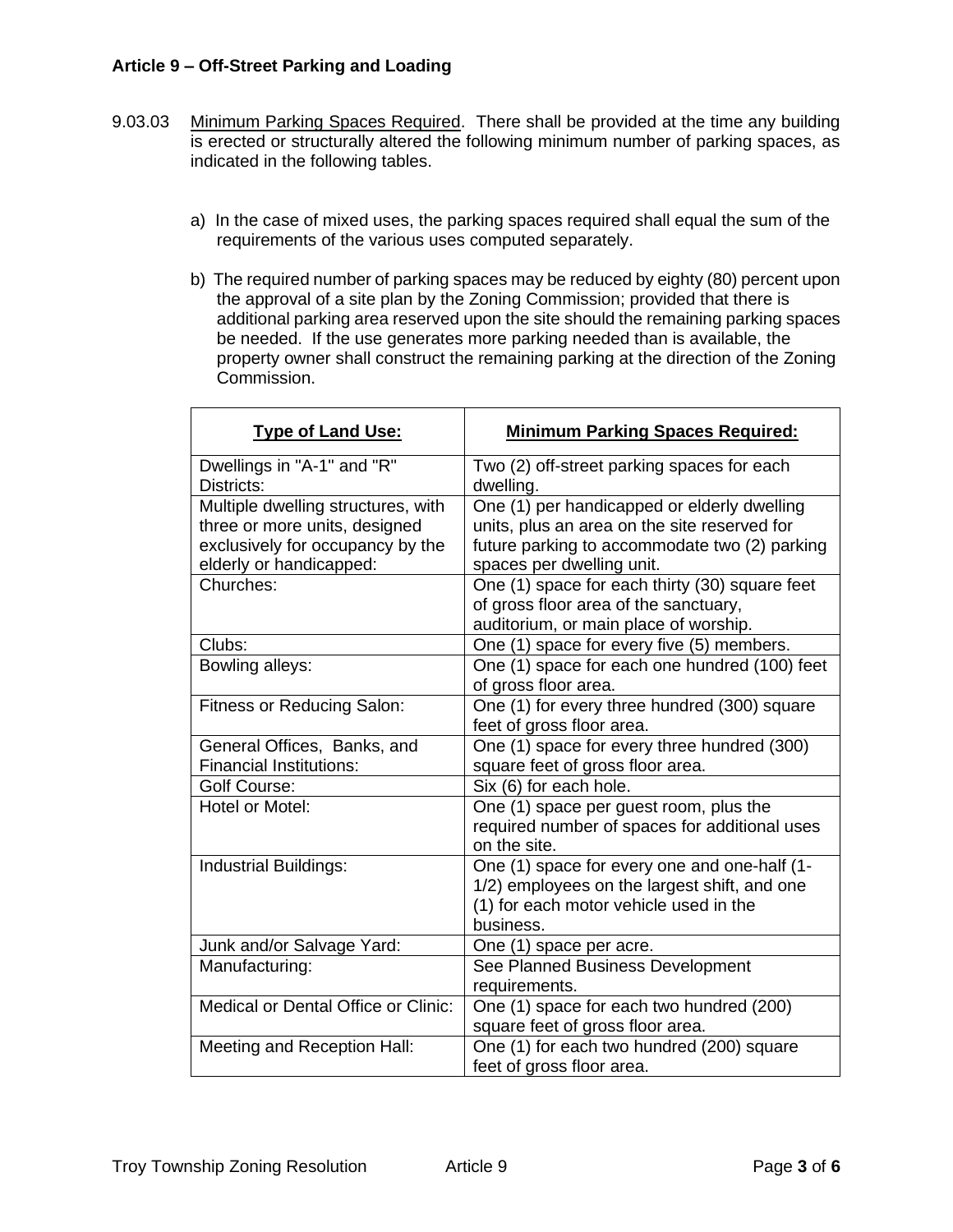9.03.03 Minimum Parking Spaces Required. There shall be provided at the time any building is erected or structurally altered the following minimum number of parking spaces, as indicated in the following tables.

a) In the case of mixed uses, the parking spaces required shall equal the sum of the requirements of the various uses computed separately.

b) The required number of parking spaces may be reduced by eighty (80) percent upon the approval of a site plan by the Zoning Commission; provided that there is additional parking area reserved upon the site should the remaining parking spaces be needed. If the use generates more parking needed than is available, the property owner shall construct the remaining parking at the direction of the Zoning Commission.

| Type of Land Use: | Minimum Parking Spaces Required: |
| --- | --- |
| Dwellings in "A-1" and "R" Districts: | Two (2) off-street parking spaces for each dwelling. |
| Multiple dwelling structures, with three or more units, designed exclusively for occupancy by the elderly or handicapped: | One (1) per handicapped or elderly dwelling units, plus an area on the site reserved for future parking to accommodate two (2) parking spaces per dwelling unit. |
| Churches: | One (1) space for each thirty (30) square feet of gross floor area of the sanctuary, auditorium, or main place of worship. |
| Clubs: | One (1) space for every five (5) members. |
| Bowling alleys: | One (1) space for each one hundred (100) feet of gross floor area. |
| Fitness or Reducing Salon: | One (1) for every three hundred (300) square feet of gross floor area. |
| General Offices, Banks, and Financial Institutions: | One (1) space for every three hundred (300) square feet of gross floor area. |
| Golf Course: | Six (6) for each hole. |
| Hotel or Motel: | One (1) space per guest room, plus the required number of spaces for additional uses on the site. |
| Industrial Buildings: | One (1) space for every one and one-half (1-1/2) employees on the largest shift, and one (1) for each motor vehicle used in the business. |
| Junk and/or Salvage Yard: | One (1) space per acre. |
| Manufacturing: | See Planned Business Development requirements. |
| Medical or Dental Office or Clinic: | One (1) space for each two hundred (200) square feet of gross floor area. |
| Meeting and Reception Hall: | One (1) for each two hundred (200) square feet of gross floor area. |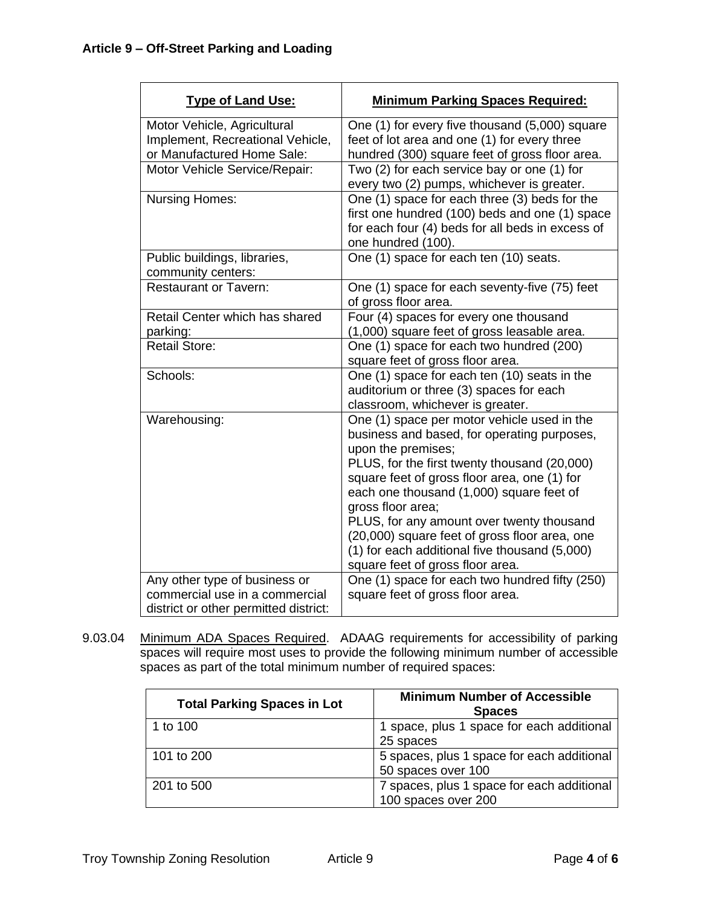| Type of Land Use: | Minimum Parking Spaces Required: |
|---|---|
| Motor Vehicle, Agricultural Implement, Recreational Vehicle, or Manufactured Home Sale: | One (1) for every five thousand (5,000) square feet of lot area and one (1) for every three hundred (300) square feet of gross floor area. |
| Motor Vehicle Service/Repair: | Two (2) for each service bay or one (1) for every two (2) pumps, whichever is greater. |
| Nursing Homes: | One (1) space for each three (3) beds for the first one hundred (100) beds and one (1) space for each four (4) beds for all beds in excess of one hundred (100). |
| Public buildings, libraries, community centers: | One (1) space for each ten (10) seats. |
| Restaurant or Tavern: | One (1) space for each seventy-five (75) feet of gross floor area. |
| Retail Center which has shared parking: | Four (4) spaces for every one thousand (1,000) square feet of gross leasable area. |
| Retail Store: | One (1) space for each two hundred (200) square feet of gross floor area. |
| Schools: | One (1) space for each ten (10) seats in the auditorium or three (3) spaces for each classroom, whichever is greater. |
| Warehousing: | One (1) space per motor vehicle used in the business and based, for operating purposes, upon the premises; PLUS, for the first twenty thousand (20,000) square feet of gross floor area, one (1) for each one thousand (1,000) square feet of gross floor area; PLUS, for any amount over twenty thousand (20,000) square feet of gross floor area, one (1) for each additional five thousand (5,000) square feet of gross floor area. |
| Any other type of business or commercial use in a commercial district or other permitted district: | One (1) space for each two hundred fifty (250) square feet of gross floor area. |

9.03.04 Minimum ADA Spaces Required. ADAAG requirements for accessibility of parking spaces will require most uses to provide the following minimum number of accessible spaces as part of the total minimum number of required spaces:

| Total Parking Spaces in Lot | Minimum Number of Accessible Spaces |
|---|---|
| 1 to 100 | 1 space, plus 1 space for each additional 25 spaces |
| 101 to 200 | 5 spaces, plus 1 space for each additional 50 spaces over 100 |
| 201 to 500 | 7 spaces, plus 1 space for each additional 100 spaces over 200 |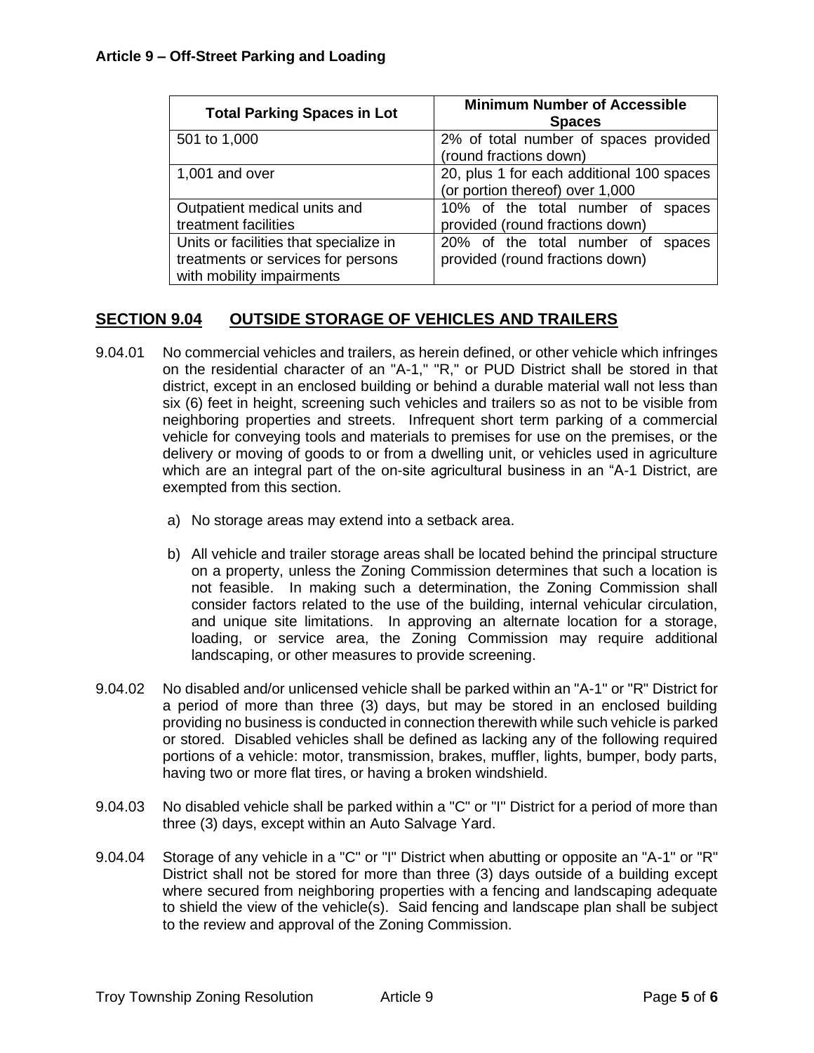| Total Parking Spaces in Lot | Minimum Number of Accessible Spaces |
|---|---|
| 501 to 1,000 | 2% of total number of spaces provided (round fractions down) |
| 1,001 and over | 20, plus 1 for each additional 100 spaces (or portion thereof) over 1,000 |
| Outpatient medical units and treatment facilities | 10% of the total number of spaces provided (round fractions down) |
| Units or facilities that specialize in treatments or services for persons with mobility impairments | 20% of the total number of spaces provided (round fractions down) |

## SECTION 9.04 OUTSIDE STORAGE OF VEHICLES AND TRAILERS

9.04.01 No commercial vehicles and trailers, as herein defined, or other vehicle which infringes on the residential character of an "A-1," "R," or PUD District shall be stored in that district, except in an enclosed building or behind a durable material wall not less than six (6) feet in height, screening such vehicles and trailers so as not to be visible from neighboring properties and streets. Infrequent short term parking of a commercial vehicle for conveying tools and materials to premises for use on the premises, or the delivery or moving of goods to or from a dwelling unit, or vehicles used in agriculture which are an integral part of the on-site agricultural business in an "A-1 District, are exempted from this section.

a) No storage areas may extend into a setback area.

b) All vehicle and trailer storage areas shall be located behind the principal structure on a property, unless the Zoning Commission determines that such a location is not feasible. In making such a determination, the Zoning Commission shall consider factors related to the use of the building, internal vehicular circulation, and unique site limitations. In approving an alternate location for a storage, loading, or service area, the Zoning Commission may require additional landscaping, or other measures to provide screening.

9.04.02 No disabled and/or unlicensed vehicle shall be parked within an "A-1" or "R" District for a period of more than three (3) days, but may be stored in an enclosed building providing no business is conducted in connection therewith while such vehicle is parked or stored. Disabled vehicles shall be defined as lacking any of the following required portions of a vehicle: motor, transmission, brakes, muffler, lights, bumper, body parts, having two or more flat tires, or having a broken windshield.

9.04.03 No disabled vehicle shall be parked within a "C" or "I" District for a period of more than three (3) days, except within an Auto Salvage Yard.

9.04.04 Storage of any vehicle in a "C" or "I" District when abutting or opposite an "A-1" or "R" District shall not be stored for more than three (3) days outside of a building except where secured from neighboring properties with a fencing and landscaping adequate to shield the view of the vehicle(s). Said fencing and landscape plan shall be subject to the review and approval of the Zoning Commission.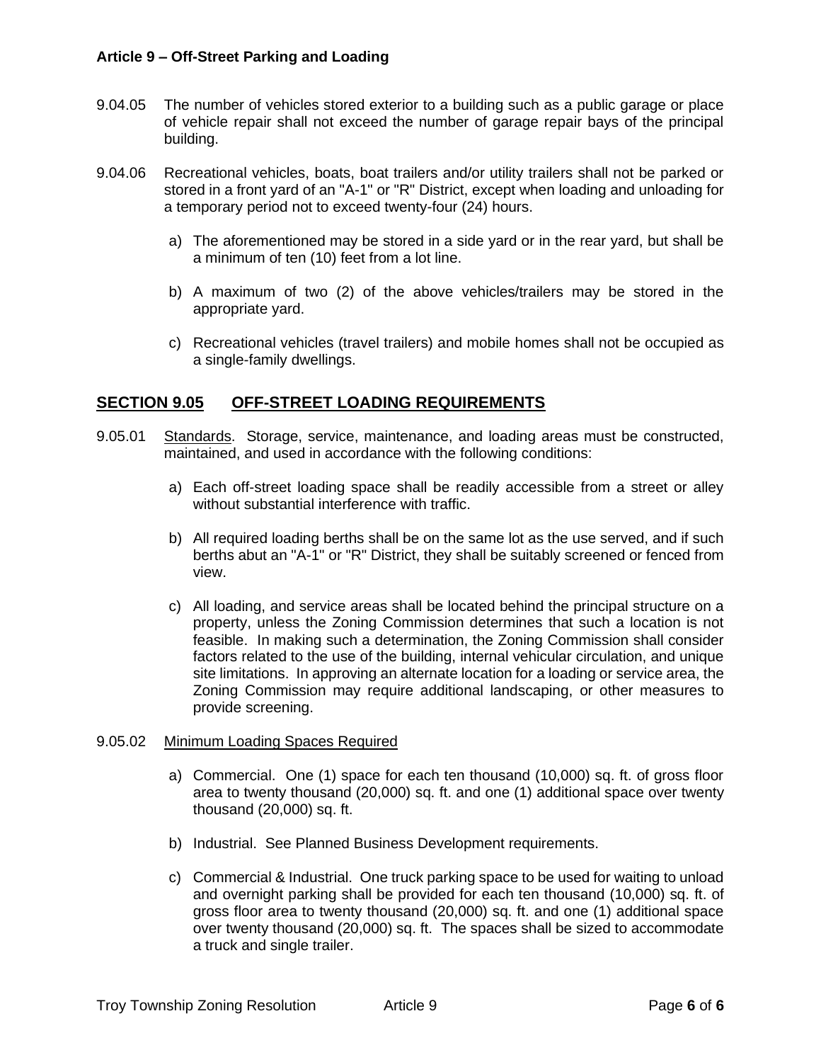9.04.05 The number of vehicles stored exterior to a building such as a public garage or place of vehicle repair shall not exceed the number of garage repair bays of the principal building.

9.04.06 Recreational vehicles, boats, boat trailers and/or utility trailers shall not be parked or stored in a front yard of an "A-1" or "R" District, except when loading and unloading for a temporary period not to exceed twenty-four (24) hours.

a) The aforementioned may be stored in a side yard or in the rear yard, but shall be a minimum of ten (10) feet from a lot line.

b) A maximum of two (2) of the above vehicles/trailers may be stored in the appropriate yard.

c) Recreational vehicles (travel trailers) and mobile homes shall not be occupied as a single-family dwellings.

## SECTION 9.05 OFF-STREET LOADING REQUIREMENTS

9.05.01 Standards. Storage, service, maintenance, and loading areas must be constructed, maintained, and used in accordance with the following conditions:

a) Each off-street loading space shall be readily accessible from a street or alley without substantial interference with traffic.

b) All required loading berths shall be on the same lot as the use served, and if such berths abut an "A-1" or "R" District, they shall be suitably screened or fenced from view.

c) All loading, and service areas shall be located behind the principal structure on a property, unless the Zoning Commission determines that such a location is not feasible. In making such a determination, the Zoning Commission shall consider factors related to the use of the building, internal vehicular circulation, and unique site limitations. In approving an alternate location for a loading or service area, the Zoning Commission may require additional landscaping, or other measures to provide screening.

9.05.02 Minimum Loading Spaces Required

a) Commercial. One (1) space for each ten thousand (10,000) sq. ft. of gross floor area to twenty thousand (20,000) sq. ft. and one (1) additional space over twenty thousand (20,000) sq. ft.

b) Industrial. See Planned Business Development requirements.

c) Commercial & Industrial. One truck parking space to be used for waiting to unload and overnight parking shall be provided for each ten thousand (10,000) sq. ft. of gross floor area to twenty thousand (20,000) sq. ft. and one (1) additional space over twenty thousand (20,000) sq. ft. The spaces shall be sized to accommodate a truck and single trailer.